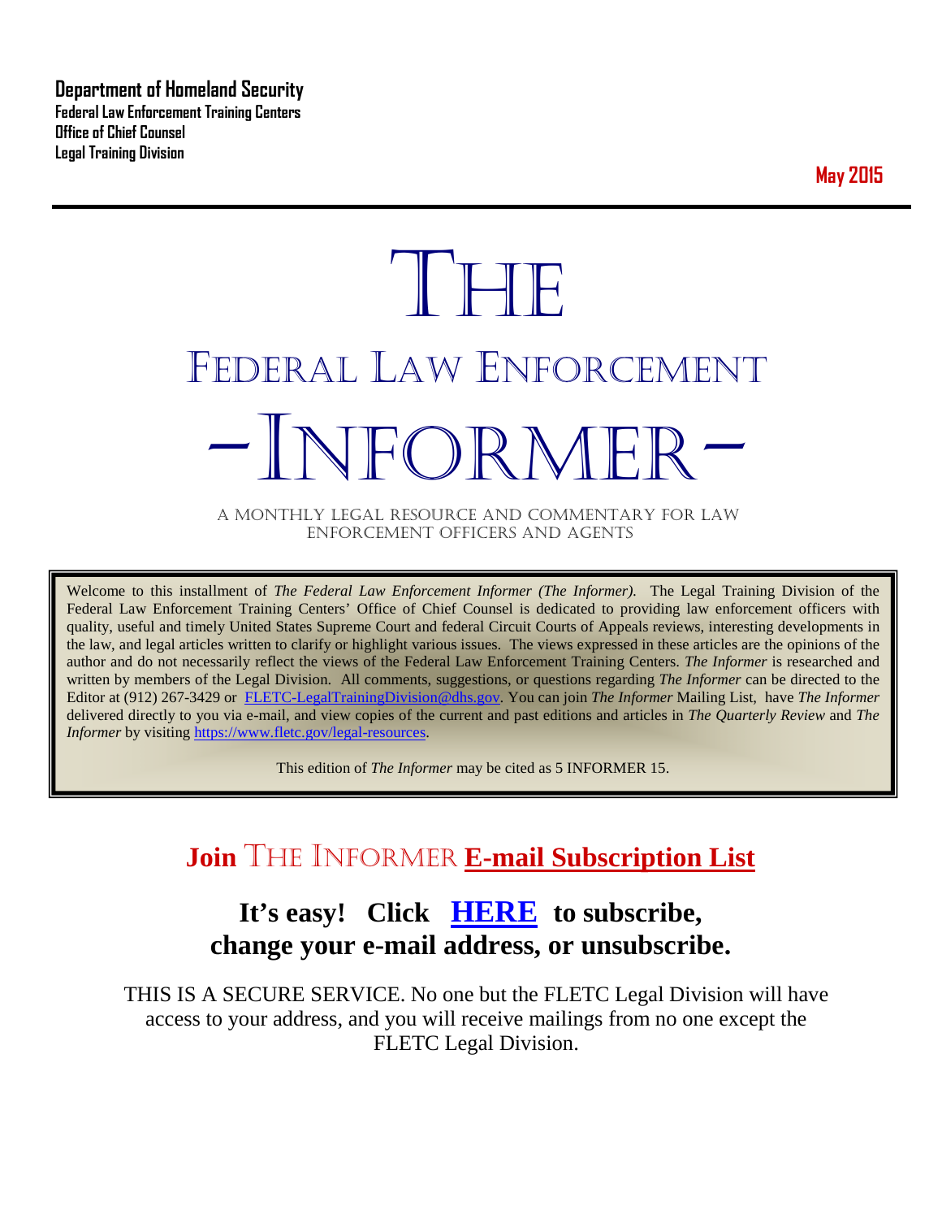**Department of Homeland Security**
**Federal Law Enforcement Training Centers**
**Office of Chief Counsel**
**Legal Training Division**

**May 2015**

# THE
# FEDERAL LAW ENFORCEMENT
# -INFORMER-

A MONTHLY LEGAL RESOURCE AND COMMENTARY FOR LAW ENFORCEMENT OFFICERS AND AGENTS

Welcome to this installment of *The Federal Law Enforcement Informer (The Informer).* The Legal Training Division of the Federal Law Enforcement Training Centers' Office of Chief Counsel is dedicated to providing law enforcement officers with quality, useful and timely United States Supreme Court and federal Circuit Courts of Appeals reviews, interesting developments in the law, and legal articles written to clarify or highlight various issues. The views expressed in these articles are the opinions of the author and do not necessarily reflect the views of the Federal Law Enforcement Training Centers. *The Informer* is researched and written by members of the Legal Division. All comments, suggestions, or questions regarding *The Informer* can be directed to the Editor at (912) 267-3429 or [FLETC-LegalTrainingDivision@dhs.gov](mailto:FLETC-LegalTrainingDivision@dhs.gov). You can join *The Informer* Mailing List, have *The Informer* delivered directly to you via e-mail, and view copies of the current and past editions and articles in *The Quarterly Review* and *The Informer* by visiting [https://www.fletc.gov/legal-resources](https://www.fletc.gov/legal-resources).

This edition of *The Informer* may be cited as 5 INFORMER 15.

## Join THE INFORMER E-mail Subscription List

### It's easy! Click HERE to subscribe, change your e-mail address, or unsubscribe.

THIS IS A SECURE SERVICE. No one but the FLETC Legal Division will have access to your address, and you will receive mailings from no one except the FLETC Legal Division.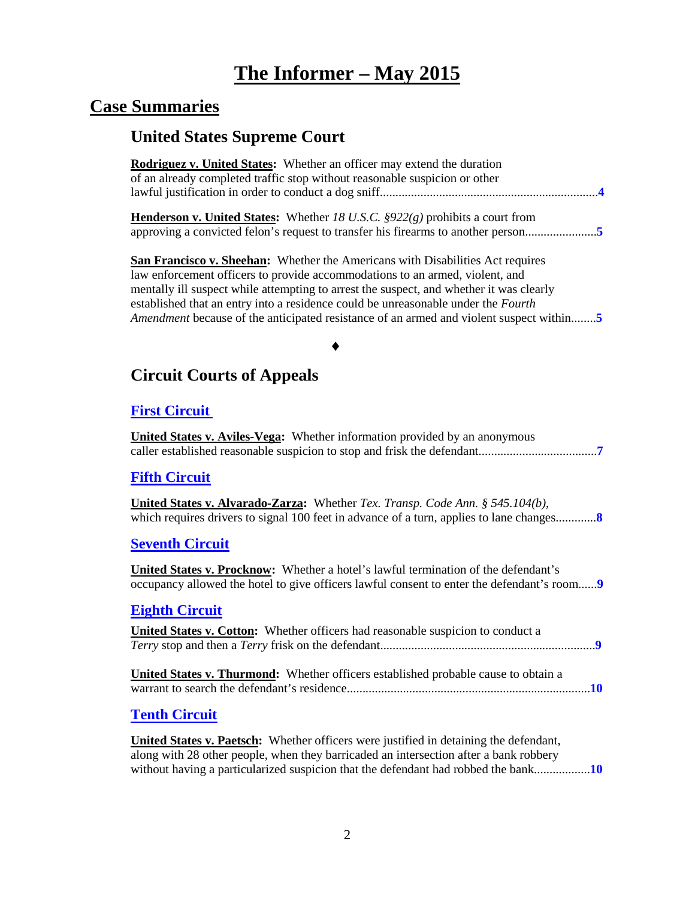# The Informer – May 2015

## Case Summaries

### United States Supreme Court

**Rodriguez v. United States:** Whether an officer may extend the duration of an already completed traffic stop without reasonable suspicion or other lawful justification in order to conduct a dog sniff....................................................................**4**

**Henderson v. United States:** Whether *18 U.S.C. §922(g)* prohibits a court from approving a convicted felon's request to transfer his firearms to another person.......................**5**

**San Francisco v. Sheehan:** Whether the Americans with Disabilities Act requires law enforcement officers to provide accommodations to an armed, violent, and mentally ill suspect while attempting to arrest the suspect, and whether it was clearly established that an entry into a residence could be unreasonable under the *Fourth Amendment* because of the anticipated resistance of an armed and violent suspect within........**5**

♦

### Circuit Courts of Appeals

#### First Circuit

**United States v. Aviles-Vega:** Whether information provided by an anonymous caller established reasonable suspicion to stop and frisk the defendant.....................................**7**

#### Fifth Circuit

**United States v. Alvarado-Zarza:** Whether *Tex. Transp. Code Ann. § 545.104(b)*, which requires drivers to signal 100 feet in advance of a turn, applies to lane changes.............**8**

#### Seventh Circuit

**United States v. Procknow:** Whether a hotel's lawful termination of the defendant's occupancy allowed the hotel to give officers lawful consent to enter the defendant's room......**9**

#### Eighth Circuit

**United States v. Cotton:** Whether officers had reasonable suspicion to conduct a *Terry* stop and then a *Terry* frisk on the defendant....................................................................**9**

**United States v. Thurmond:** Whether officers established probable cause to obtain a warrant to search the defendant's residence.............................................................................**10**

#### Tenth Circuit

**United States v. Paetsch:** Whether officers were justified in detaining the defendant, along with 28 other people, when they barricaded an intersection after a bank robbery without having a particularized suspicion that the defendant had robbed the bank..................**10**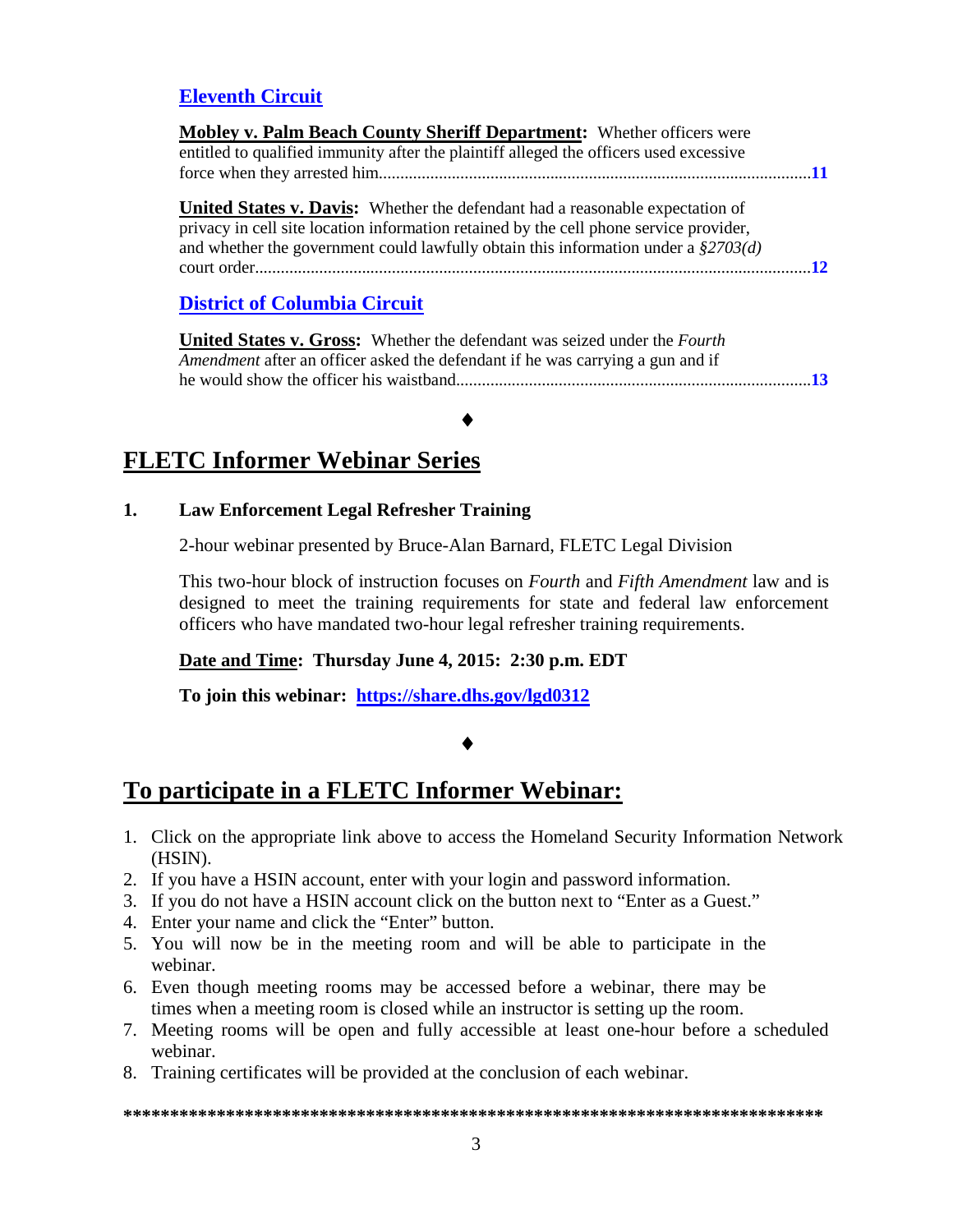## Eleventh Circuit

**Mobley v. Palm Beach County Sheriff Department:** Whether officers were entitled to qualified immunity after the plaintiff alleged the officers used excessive force when they arrested him....................................................................................................11

**United States v. Davis:** Whether the defendant had a reasonable expectation of privacy in cell site location information retained by the cell phone service provider, and whether the government could lawfully obtain this information under a *§2703(d)* court order..................................................................................................................................12

## District of Columbia Circuit

**United States v. Gross:** Whether the defendant was seized under the *Fourth Amendment* after an officer asked the defendant if he was carrying a gun and if he would show the officer his waistband..................................................................................13

♦

# FLETC Informer Webinar Series

**1. Law Enforcement Legal Refresher Training**

2-hour webinar presented by Bruce-Alan Barnard, FLETC Legal Division

This two-hour block of instruction focuses on *Fourth* and *Fifth Amendment* law and is designed to meet the training requirements for state and federal law enforcement officers who have mandated two-hour legal refresher training requirements.

**Date and Time: Thursday June 4, 2015: 2:30 p.m. EDT**

**To join this webinar: https://share.dhs.gov/lgd0312**

♦

# To participate in a FLETC Informer Webinar:

1. Click on the appropriate link above to access the Homeland Security Information Network (HSIN).
2. If you have a HSIN account, enter with your login and password information.
3. If you do not have a HSIN account click on the button next to "Enter as a Guest."
4. Enter your name and click the "Enter" button.
5. You will now be in the meeting room and will be able to participate in the webinar.
6. Even though meeting rooms may be accessed before a webinar, there may be times when a meeting room is closed while an instructor is setting up the room.
7. Meeting rooms will be open and fully accessible at least one-hour before a scheduled webinar.
8. Training certificates will be provided at the conclusion of each webinar.

**\*\*\*\*\*\*\*\*\*\*\*\*\*\*\*\*\*\*\*\*\*\*\*\*\*\*\*\*\*\*\*\*\*\*\*\*\*\*\*\*\*\*\*\*\*\*\*\*\*\*\*\*\*\*\*\*\*\*\*\*\*\*\*\*\*\*\*\*\*\*\*\*\*\*\*\*\*\***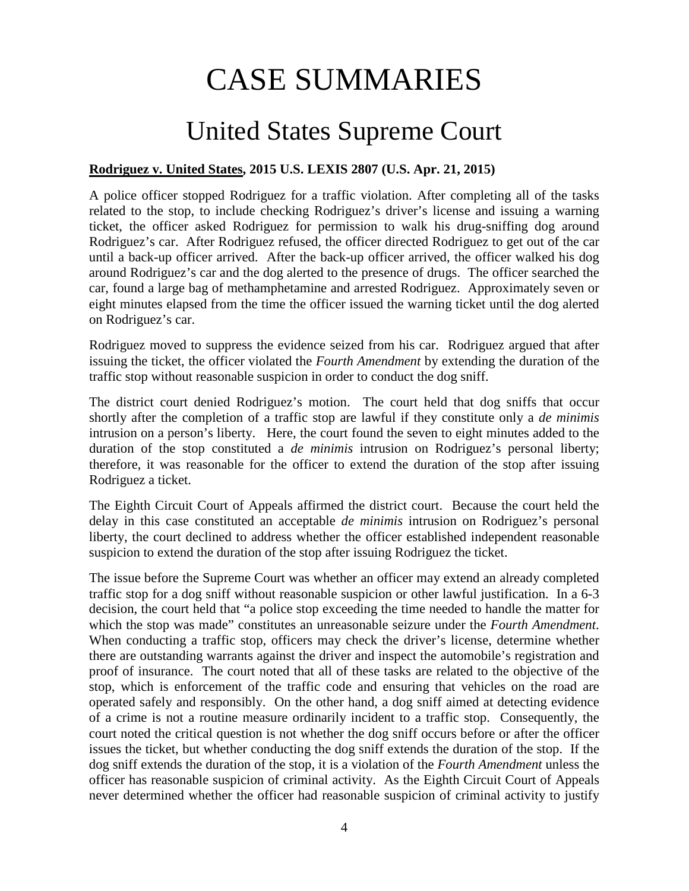# CASE SUMMARIES

## United States Supreme Court

**Rodriguez v. United States, 2015 U.S. LEXIS 2807 (U.S. Apr. 21, 2015)**

A police officer stopped Rodriguez for a traffic violation. After completing all of the tasks related to the stop, to include checking Rodriguez's driver's license and issuing a warning ticket, the officer asked Rodriguez for permission to walk his drug-sniffing dog around Rodriguez's car. After Rodriguez refused, the officer directed Rodriguez to get out of the car until a back-up officer arrived. After the back-up officer arrived, the officer walked his dog around Rodriguez's car and the dog alerted to the presence of drugs. The officer searched the car, found a large bag of methamphetamine and arrested Rodriguez. Approximately seven or eight minutes elapsed from the time the officer issued the warning ticket until the dog alerted on Rodriguez's car.

Rodriguez moved to suppress the evidence seized from his car. Rodriguez argued that after issuing the ticket, the officer violated the *Fourth Amendment* by extending the duration of the traffic stop without reasonable suspicion in order to conduct the dog sniff.

The district court denied Rodriguez's motion. The court held that dog sniffs that occur shortly after the completion of a traffic stop are lawful if they constitute only a *de minimis* intrusion on a person's liberty. Here, the court found the seven to eight minutes added to the duration of the stop constituted a *de minimis* intrusion on Rodriguez's personal liberty; therefore, it was reasonable for the officer to extend the duration of the stop after issuing Rodriguez a ticket.

The Eighth Circuit Court of Appeals affirmed the district court. Because the court held the delay in this case constituted an acceptable *de minimis* intrusion on Rodriguez's personal liberty, the court declined to address whether the officer established independent reasonable suspicion to extend the duration of the stop after issuing Rodriguez the ticket.

The issue before the Supreme Court was whether an officer may extend an already completed traffic stop for a dog sniff without reasonable suspicion or other lawful justification. In a 6-3 decision, the court held that "a police stop exceeding the time needed to handle the matter for which the stop was made" constitutes an unreasonable seizure under the *Fourth Amendment*. When conducting a traffic stop, officers may check the driver's license, determine whether there are outstanding warrants against the driver and inspect the automobile's registration and proof of insurance. The court noted that all of these tasks are related to the objective of the stop, which is enforcement of the traffic code and ensuring that vehicles on the road are operated safely and responsibly. On the other hand, a dog sniff aimed at detecting evidence of a crime is not a routine measure ordinarily incident to a traffic stop. Consequently, the court noted the critical question is not whether the dog sniff occurs before or after the officer issues the ticket, but whether conducting the dog sniff extends the duration of the stop. If the dog sniff extends the duration of the stop, it is a violation of the *Fourth Amendment* unless the officer has reasonable suspicion of criminal activity. As the Eighth Circuit Court of Appeals never determined whether the officer had reasonable suspicion of criminal activity to justify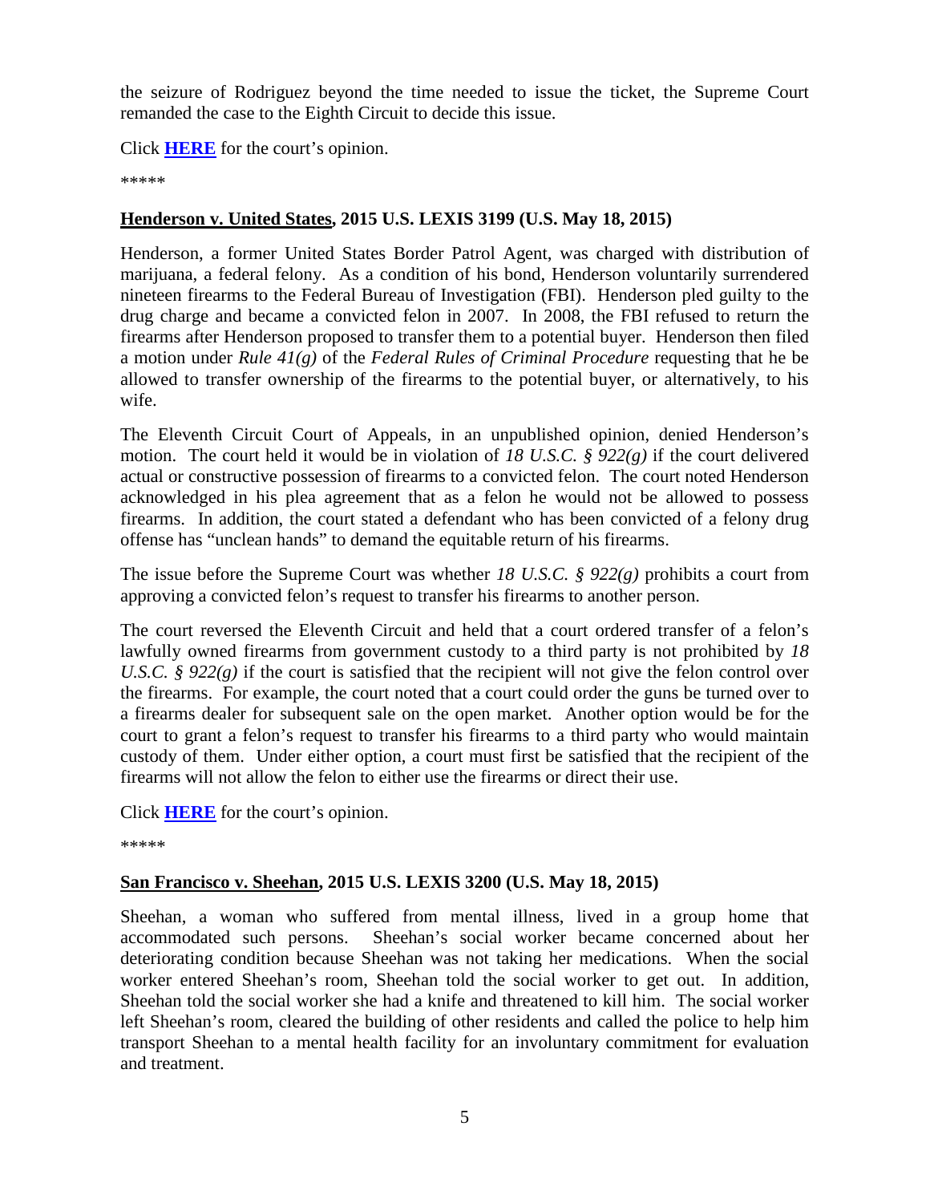the seizure of Rodriguez beyond the time needed to issue the ticket, the Supreme Court remanded the case to the Eighth Circuit to decide this issue.

Click **HERE** for the court's opinion.

*****

**Henderson v. United States, 2015 U.S. LEXIS 3199 (U.S. May 18, 2015)**

Henderson, a former United States Border Patrol Agent, was charged with distribution of marijuana, a federal felony. As a condition of his bond, Henderson voluntarily surrendered nineteen firearms to the Federal Bureau of Investigation (FBI). Henderson pled guilty to the drug charge and became a convicted felon in 2007. In 2008, the FBI refused to return the firearms after Henderson proposed to transfer them to a potential buyer. Henderson then filed a motion under *Rule 41(g)* of the *Federal Rules of Criminal Procedure* requesting that he be allowed to transfer ownership of the firearms to the potential buyer, or alternatively, to his wife.

The Eleventh Circuit Court of Appeals, in an unpublished opinion, denied Henderson's motion. The court held it would be in violation of *18 U.S.C. § 922(g)* if the court delivered actual or constructive possession of firearms to a convicted felon. The court noted Henderson acknowledged in his plea agreement that as a felon he would not be allowed to possess firearms. In addition, the court stated a defendant who has been convicted of a felony drug offense has "unclean hands" to demand the equitable return of his firearms.

The issue before the Supreme Court was whether *18 U.S.C. § 922(g)* prohibits a court from approving a convicted felon's request to transfer his firearms to another person.

The court reversed the Eleventh Circuit and held that a court ordered transfer of a felon's lawfully owned firearms from government custody to a third party is not prohibited by *18 U.S.C. § 922(g)* if the court is satisfied that the recipient will not give the felon control over the firearms. For example, the court noted that a court could order the guns be turned over to a firearms dealer for subsequent sale on the open market. Another option would be for the court to grant a felon's request to transfer his firearms to a third party who would maintain custody of them. Under either option, a court must first be satisfied that the recipient of the firearms will not allow the felon to either use the firearms or direct their use.

Click **HERE** for the court's opinion.

*****

**San Francisco v. Sheehan, 2015 U.S. LEXIS 3200 (U.S. May 18, 2015)**

Sheehan, a woman who suffered from mental illness, lived in a group home that accommodated such persons. Sheehan's social worker became concerned about her deteriorating condition because Sheehan was not taking her medications. When the social worker entered Sheehan's room, Sheehan told the social worker to get out. In addition, Sheehan told the social worker she had a knife and threatened to kill him. The social worker left Sheehan's room, cleared the building of other residents and called the police to help him transport Sheehan to a mental health facility for an involuntary commitment for evaluation and treatment.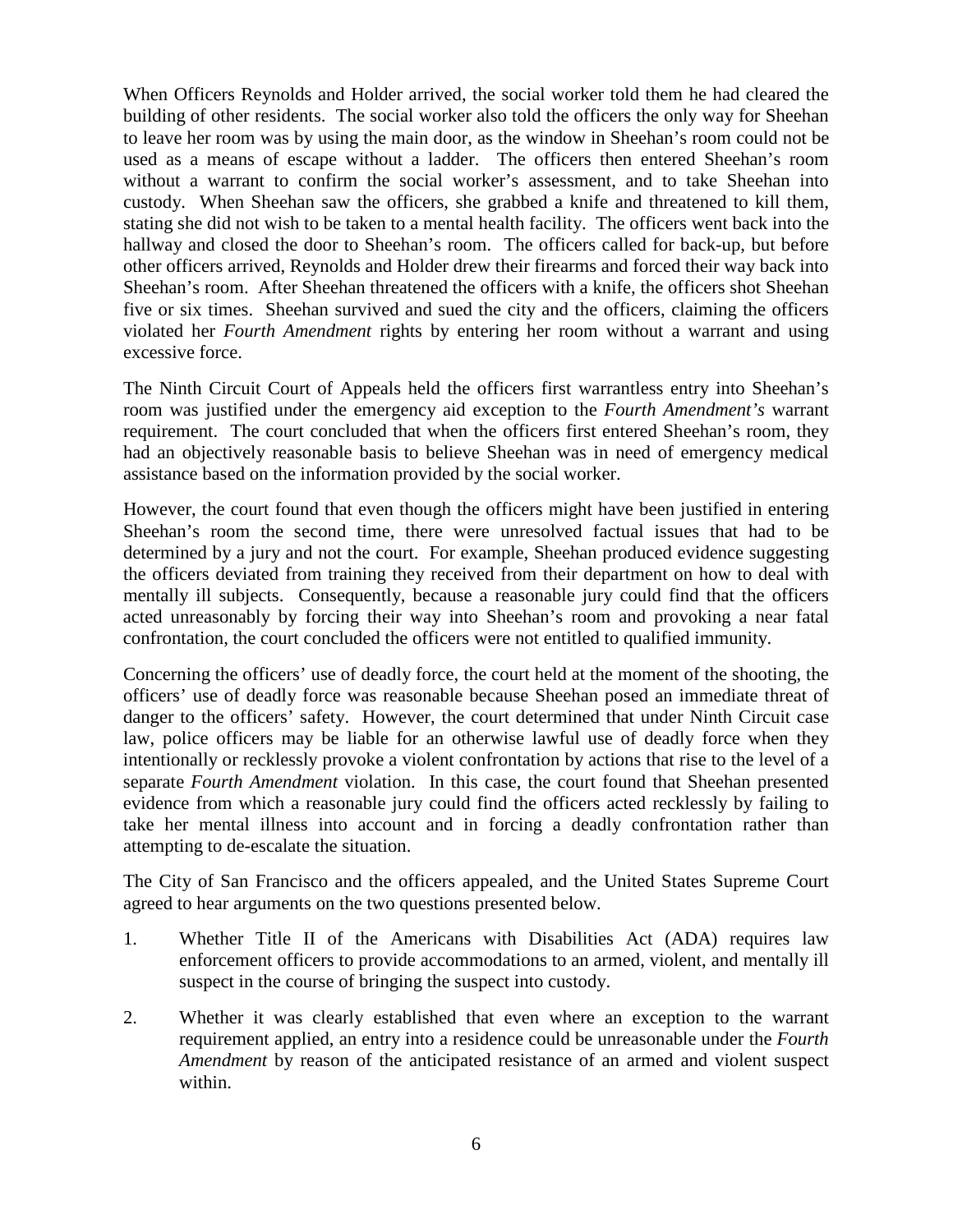When Officers Reynolds and Holder arrived, the social worker told them he had cleared the building of other residents. The social worker also told the officers the only way for Sheehan to leave her room was by using the main door, as the window in Sheehan's room could not be used as a means of escape without a ladder. The officers then entered Sheehan's room without a warrant to confirm the social worker's assessment, and to take Sheehan into custody. When Sheehan saw the officers, she grabbed a knife and threatened to kill them, stating she did not wish to be taken to a mental health facility. The officers went back into the hallway and closed the door to Sheehan's room. The officers called for back-up, but before other officers arrived, Reynolds and Holder drew their firearms and forced their way back into Sheehan's room. After Sheehan threatened the officers with a knife, the officers shot Sheehan five or six times. Sheehan survived and sued the city and the officers, claiming the officers violated her *Fourth Amendment* rights by entering her room without a warrant and using excessive force.

The Ninth Circuit Court of Appeals held the officers first warrantless entry into Sheehan's room was justified under the emergency aid exception to the *Fourth Amendment's* warrant requirement. The court concluded that when the officers first entered Sheehan's room, they had an objectively reasonable basis to believe Sheehan was in need of emergency medical assistance based on the information provided by the social worker.

However, the court found that even though the officers might have been justified in entering Sheehan's room the second time, there were unresolved factual issues that had to be determined by a jury and not the court. For example, Sheehan produced evidence suggesting the officers deviated from training they received from their department on how to deal with mentally ill subjects. Consequently, because a reasonable jury could find that the officers acted unreasonably by forcing their way into Sheehan's room and provoking a near fatal confrontation, the court concluded the officers were not entitled to qualified immunity.

Concerning the officers' use of deadly force, the court held at the moment of the shooting, the officers' use of deadly force was reasonable because Sheehan posed an immediate threat of danger to the officers' safety. However, the court determined that under Ninth Circuit case law, police officers may be liable for an otherwise lawful use of deadly force when they intentionally or recklessly provoke a violent confrontation by actions that rise to the level of a separate *Fourth Amendment* violation. In this case, the court found that Sheehan presented evidence from which a reasonable jury could find the officers acted recklessly by failing to take her mental illness into account and in forcing a deadly confrontation rather than attempting to de-escalate the situation.

The City of San Francisco and the officers appealed, and the United States Supreme Court agreed to hear arguments on the two questions presented below.

1. Whether Title II of the Americans with Disabilities Act (ADA) requires law enforcement officers to provide accommodations to an armed, violent, and mentally ill suspect in the course of bringing the suspect into custody.

2. Whether it was clearly established that even where an exception to the warrant requirement applied, an entry into a residence could be unreasonable under the *Fourth Amendment* by reason of the anticipated resistance of an armed and violent suspect within.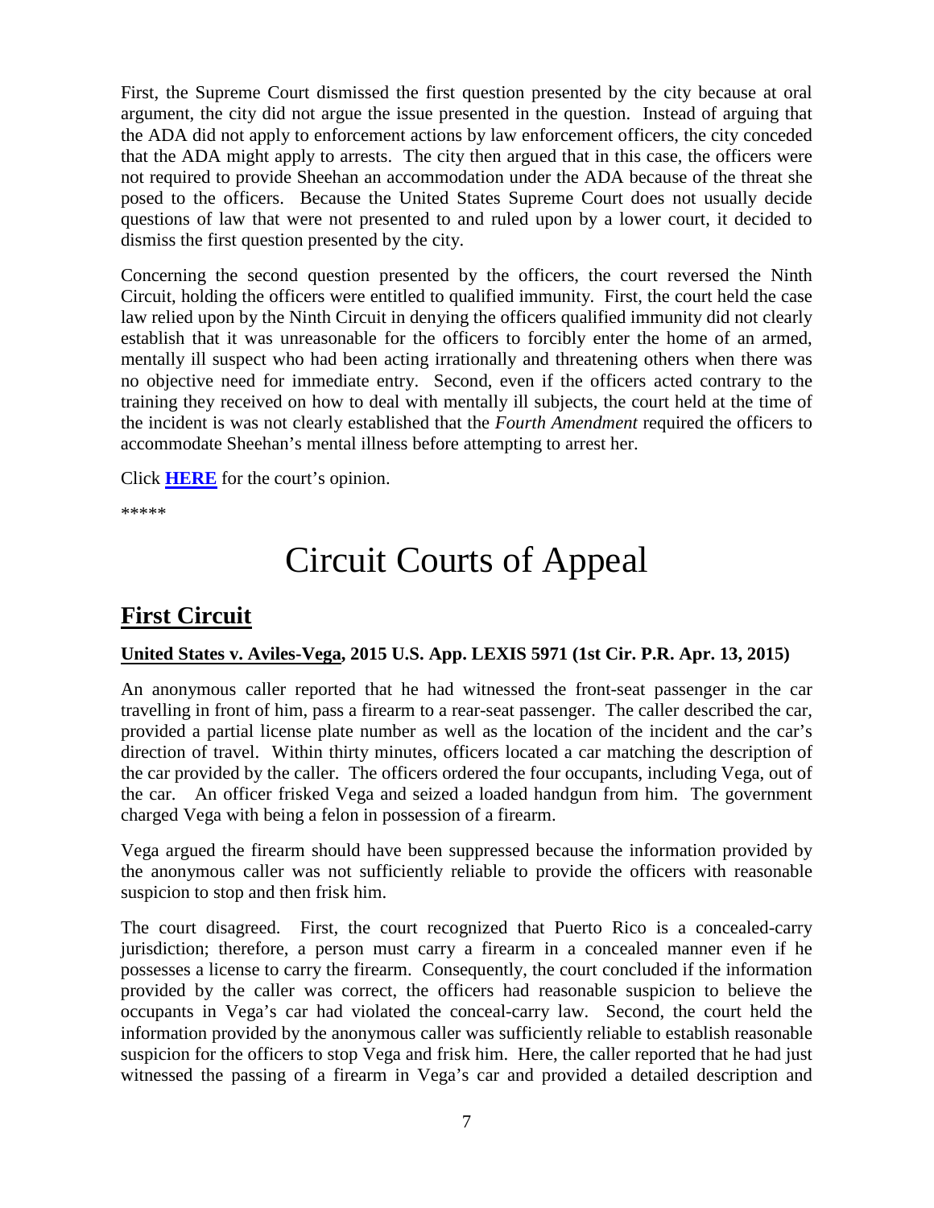First, the Supreme Court dismissed the first question presented by the city because at oral argument, the city did not argue the issue presented in the question. Instead of arguing that the ADA did not apply to enforcement actions by law enforcement officers, the city conceded that the ADA might apply to arrests. The city then argued that in this case, the officers were not required to provide Sheehan an accommodation under the ADA because of the threat she posed to the officers. Because the United States Supreme Court does not usually decide questions of law that were not presented to and ruled upon by a lower court, it decided to dismiss the first question presented by the city.

Concerning the second question presented by the officers, the court reversed the Ninth Circuit, holding the officers were entitled to qualified immunity. First, the court held the case law relied upon by the Ninth Circuit in denying the officers qualified immunity did not clearly establish that it was unreasonable for the officers to forcibly enter the home of an armed, mentally ill suspect who had been acting irrationally and threatening others when there was no objective need for immediate entry. Second, even if the officers acted contrary to the training they received on how to deal with mentally ill subjects, the court held at the time of the incident is was not clearly established that the *Fourth Amendment* required the officers to accommodate Sheehan's mental illness before attempting to arrest her.

Click **HERE** for the court's opinion.

*****

# Circuit Courts of Appeal

## First Circuit

**United States v. Aviles-Vega, 2015 U.S. App. LEXIS 5971 (1st Cir. P.R. Apr. 13, 2015)**

An anonymous caller reported that he had witnessed the front-seat passenger in the car travelling in front of him, pass a firearm to a rear-seat passenger. The caller described the car, provided a partial license plate number as well as the location of the incident and the car's direction of travel. Within thirty minutes, officers located a car matching the description of the car provided by the caller. The officers ordered the four occupants, including Vega, out of the car. An officer frisked Vega and seized a loaded handgun from him. The government charged Vega with being a felon in possession of a firearm.

Vega argued the firearm should have been suppressed because the information provided by the anonymous caller was not sufficiently reliable to provide the officers with reasonable suspicion to stop and then frisk him.

The court disagreed. First, the court recognized that Puerto Rico is a concealed-carry jurisdiction; therefore, a person must carry a firearm in a concealed manner even if he possesses a license to carry the firearm. Consequently, the court concluded if the information provided by the caller was correct, the officers had reasonable suspicion to believe the occupants in Vega's car had violated the conceal-carry law. Second, the court held the information provided by the anonymous caller was sufficiently reliable to establish reasonable suspicion for the officers to stop Vega and frisk him. Here, the caller reported that he had just witnessed the passing of a firearm in Vega's car and provided a detailed description and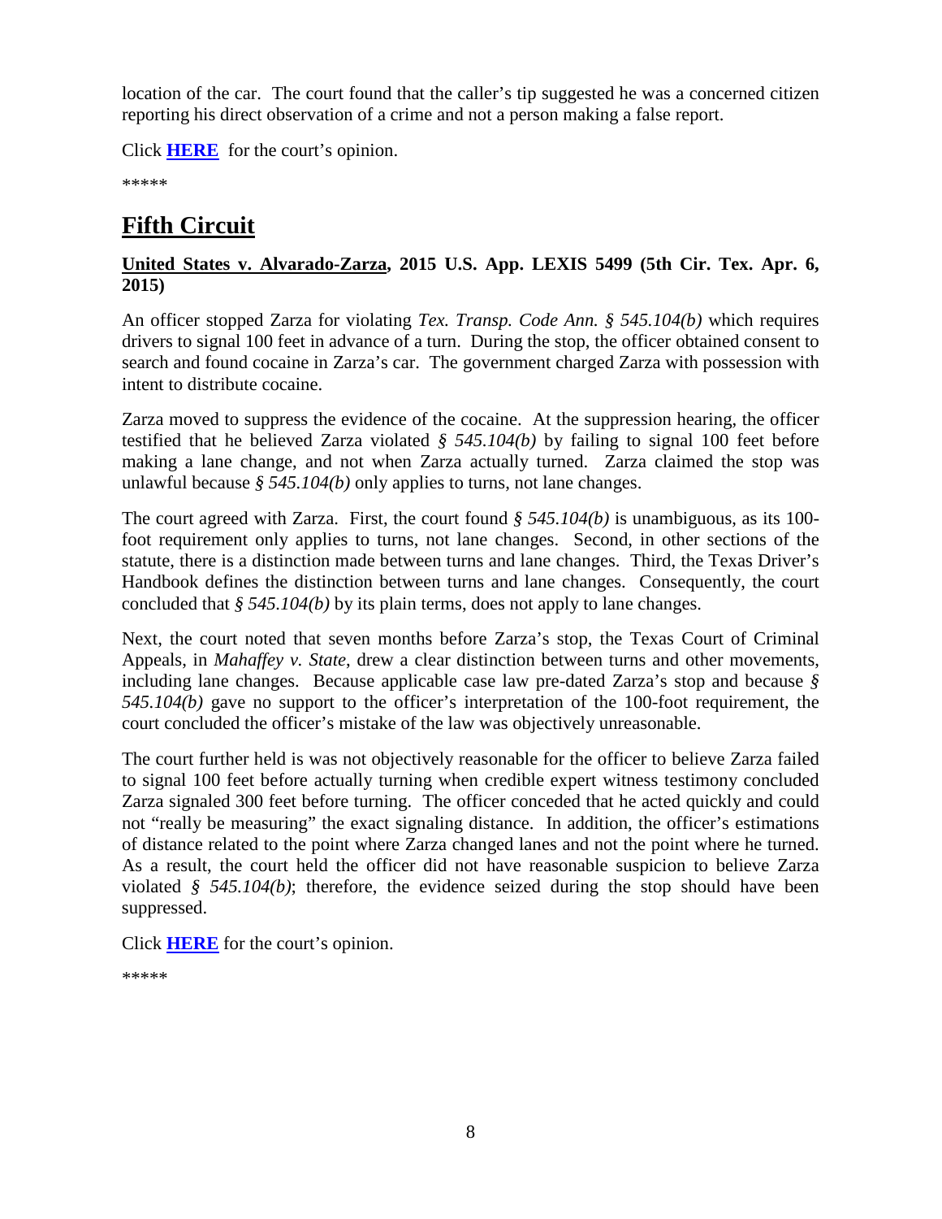location of the car. The court found that the caller's tip suggested he was a concerned citizen reporting his direct observation of a crime and not a person making a false report.

Click **HERE** for the court's opinion.

*****

# Fifth Circuit

**United States v. Alvarado-Zarza, 2015 U.S. App. LEXIS 5499 (5th Cir. Tex. Apr. 6, 2015)**

An officer stopped Zarza for violating *Tex. Transp. Code Ann. § 545.104(b)* which requires drivers to signal 100 feet in advance of a turn. During the stop, the officer obtained consent to search and found cocaine in Zarza's car. The government charged Zarza with possession with intent to distribute cocaine.

Zarza moved to suppress the evidence of the cocaine. At the suppression hearing, the officer testified that he believed Zarza violated *§ 545.104(b)* by failing to signal 100 feet before making a lane change, and not when Zarza actually turned. Zarza claimed the stop was unlawful because *§ 545.104(b)* only applies to turns, not lane changes.

The court agreed with Zarza. First, the court found *§ 545.104(b)* is unambiguous, as its 100-foot requirement only applies to turns, not lane changes. Second, in other sections of the statute, there is a distinction made between turns and lane changes. Third, the Texas Driver's Handbook defines the distinction between turns and lane changes. Consequently, the court concluded that *§ 545.104(b)* by its plain terms, does not apply to lane changes.

Next, the court noted that seven months before Zarza's stop, the Texas Court of Criminal Appeals, in *Mahaffey v. State*, drew a clear distinction between turns and other movements, including lane changes. Because applicable case law pre-dated Zarza's stop and because *§ 545.104(b)* gave no support to the officer's interpretation of the 100-foot requirement, the court concluded the officer's mistake of the law was objectively unreasonable.

The court further held is was not objectively reasonable for the officer to believe Zarza failed to signal 100 feet before actually turning when credible expert witness testimony concluded Zarza signaled 300 feet before turning. The officer conceded that he acted quickly and could not "really be measuring" the exact signaling distance. In addition, the officer's estimations of distance related to the point where Zarza changed lanes and not the point where he turned. As a result, the court held the officer did not have reasonable suspicion to believe Zarza violated *§ 545.104(b)*; therefore, the evidence seized during the stop should have been suppressed.

Click **HERE** for the court's opinion.

*****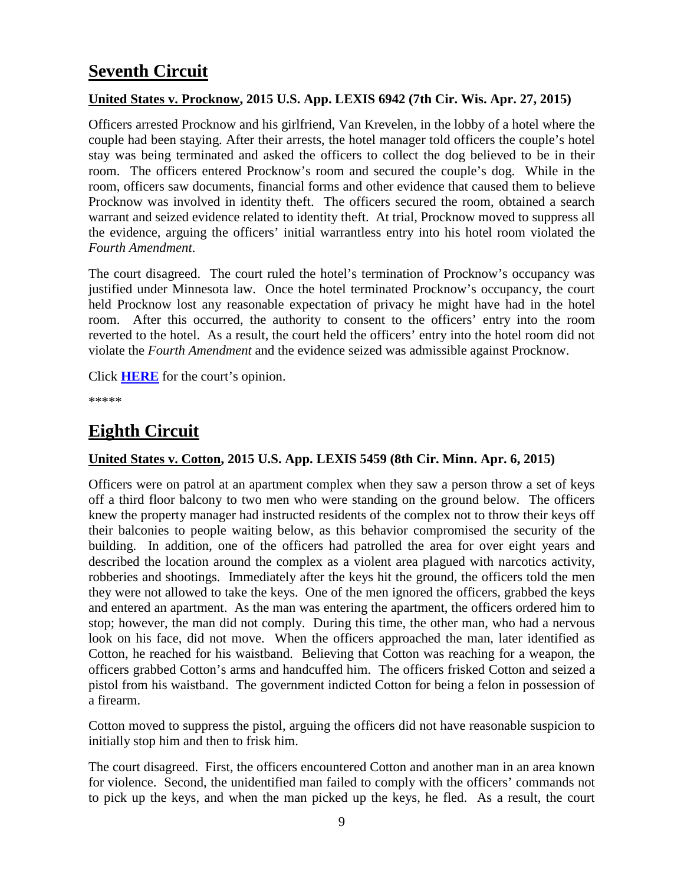# Seventh Circuit

**United States v. Procknow, 2015 U.S. App. LEXIS 6942 (7th Cir. Wis. Apr. 27, 2015)**

Officers arrested Procknow and his girlfriend, Van Krevelen, in the lobby of a hotel where the couple had been staying. After their arrests, the hotel manager told officers the couple's hotel stay was being terminated and asked the officers to collect the dog believed to be in their room. The officers entered Procknow's room and secured the couple's dog. While in the room, officers saw documents, financial forms and other evidence that caused them to believe Procknow was involved in identity theft. The officers secured the room, obtained a search warrant and seized evidence related to identity theft. At trial, Procknow moved to suppress all the evidence, arguing the officers' initial warrantless entry into his hotel room violated the *Fourth Amendment*.

The court disagreed. The court ruled the hotel's termination of Procknow's occupancy was justified under Minnesota law. Once the hotel terminated Procknow's occupancy, the court held Procknow lost any reasonable expectation of privacy he might have had in the hotel room. After this occurred, the authority to consent to the officers' entry into the room reverted to the hotel. As a result, the court held the officers' entry into the hotel room did not violate the *Fourth Amendment* and the evidence seized was admissible against Procknow.

Click **HERE** for the court's opinion.

*****

# Eighth Circuit

**United States v. Cotton, 2015 U.S. App. LEXIS 5459 (8th Cir. Minn. Apr. 6, 2015)**

Officers were on patrol at an apartment complex when they saw a person throw a set of keys off a third floor balcony to two men who were standing on the ground below. The officers knew the property manager had instructed residents of the complex not to throw their keys off their balconies to people waiting below, as this behavior compromised the security of the building. In addition, one of the officers had patrolled the area for over eight years and described the location around the complex as a violent area plagued with narcotics activity, robberies and shootings. Immediately after the keys hit the ground, the officers told the men they were not allowed to take the keys. One of the men ignored the officers, grabbed the keys and entered an apartment. As the man was entering the apartment, the officers ordered him to stop; however, the man did not comply. During this time, the other man, who had a nervous look on his face, did not move. When the officers approached the man, later identified as Cotton, he reached for his waistband. Believing that Cotton was reaching for a weapon, the officers grabbed Cotton's arms and handcuffed him. The officers frisked Cotton and seized a pistol from his waistband. The government indicted Cotton for being a felon in possession of a firearm.

Cotton moved to suppress the pistol, arguing the officers did not have reasonable suspicion to initially stop him and then to frisk him.

The court disagreed. First, the officers encountered Cotton and another man in an area known for violence. Second, the unidentified man failed to comply with the officers' commands not to pick up the keys, and when the man picked up the keys, he fled. As a result, the court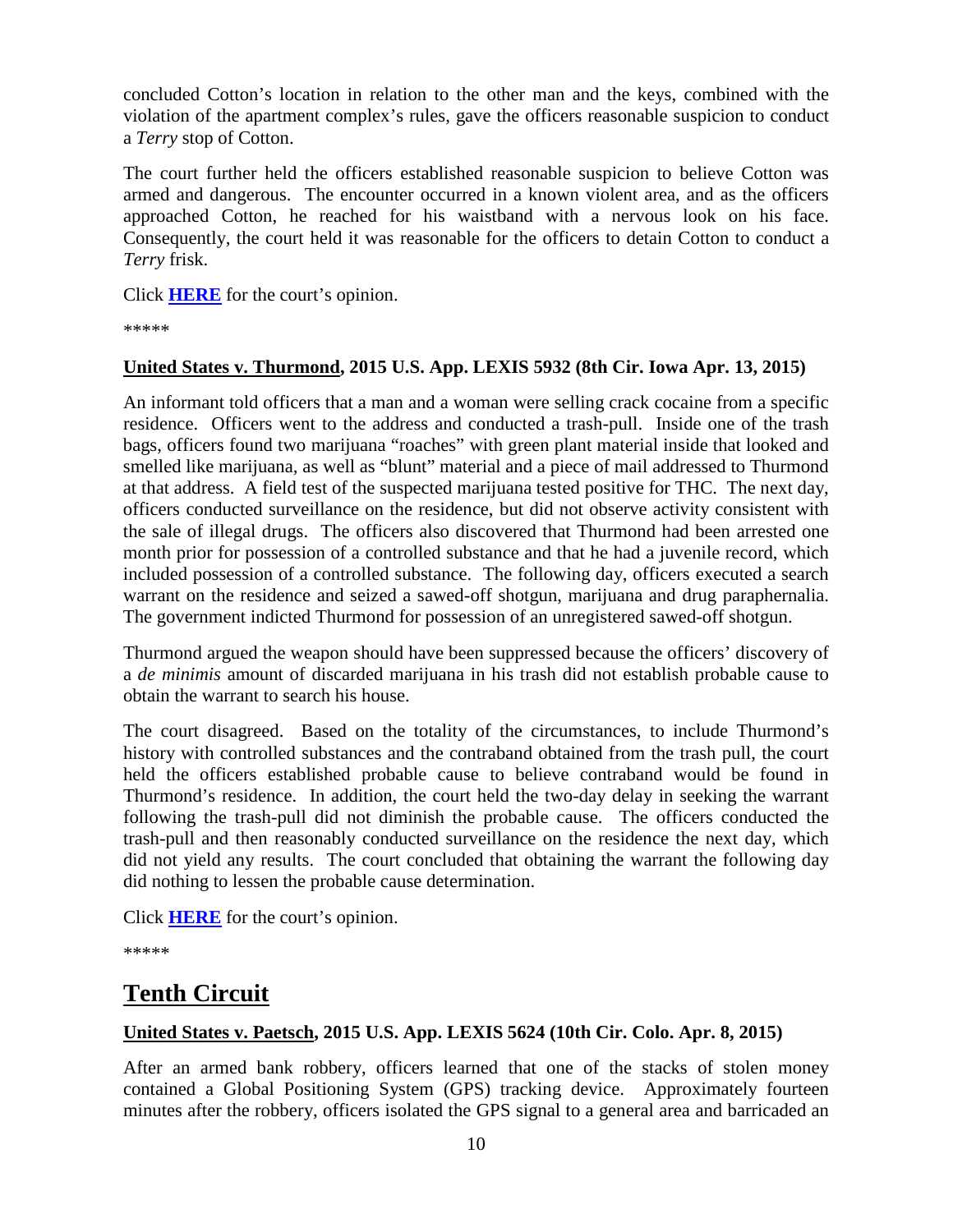concluded Cotton's location in relation to the other man and the keys, combined with the violation of the apartment complex's rules, gave the officers reasonable suspicion to conduct a *Terry* stop of Cotton.

The court further held the officers established reasonable suspicion to believe Cotton was armed and dangerous. The encounter occurred in a known violent area, and as the officers approached Cotton, he reached for his waistband with a nervous look on his face. Consequently, the court held it was reasonable for the officers to detain Cotton to conduct a *Terry* frisk.

Click **HERE** for the court's opinion.

*****

**United States v. Thurmond, 2015 U.S. App. LEXIS 5932 (8th Cir. Iowa Apr. 13, 2015)**

An informant told officers that a man and a woman were selling crack cocaine from a specific residence. Officers went to the address and conducted a trash-pull. Inside one of the trash bags, officers found two marijuana "roaches" with green plant material inside that looked and smelled like marijuana, as well as "blunt" material and a piece of mail addressed to Thurmond at that address. A field test of the suspected marijuana tested positive for THC. The next day, officers conducted surveillance on the residence, but did not observe activity consistent with the sale of illegal drugs. The officers also discovered that Thurmond had been arrested one month prior for possession of a controlled substance and that he had a juvenile record, which included possession of a controlled substance. The following day, officers executed a search warrant on the residence and seized a sawed-off shotgun, marijuana and drug paraphernalia. The government indicted Thurmond for possession of an unregistered sawed-off shotgun.

Thurmond argued the weapon should have been suppressed because the officers' discovery of a *de minimis* amount of discarded marijuana in his trash did not establish probable cause to obtain the warrant to search his house.

The court disagreed. Based on the totality of the circumstances, to include Thurmond's history with controlled substances and the contraband obtained from the trash pull, the court held the officers established probable cause to believe contraband would be found in Thurmond's residence. In addition, the court held the two-day delay in seeking the warrant following the trash-pull did not diminish the probable cause. The officers conducted the trash-pull and then reasonably conducted surveillance on the residence the next day, which did not yield any results. The court concluded that obtaining the warrant the following day did nothing to lessen the probable cause determination.

Click **HERE** for the court's opinion.

*****

## Tenth Circuit

**United States v. Paetsch, 2015 U.S. App. LEXIS 5624 (10th Cir. Colo. Apr. 8, 2015)**

After an armed bank robbery, officers learned that one of the stacks of stolen money contained a Global Positioning System (GPS) tracking device. Approximately fourteen minutes after the robbery, officers isolated the GPS signal to a general area and barricaded an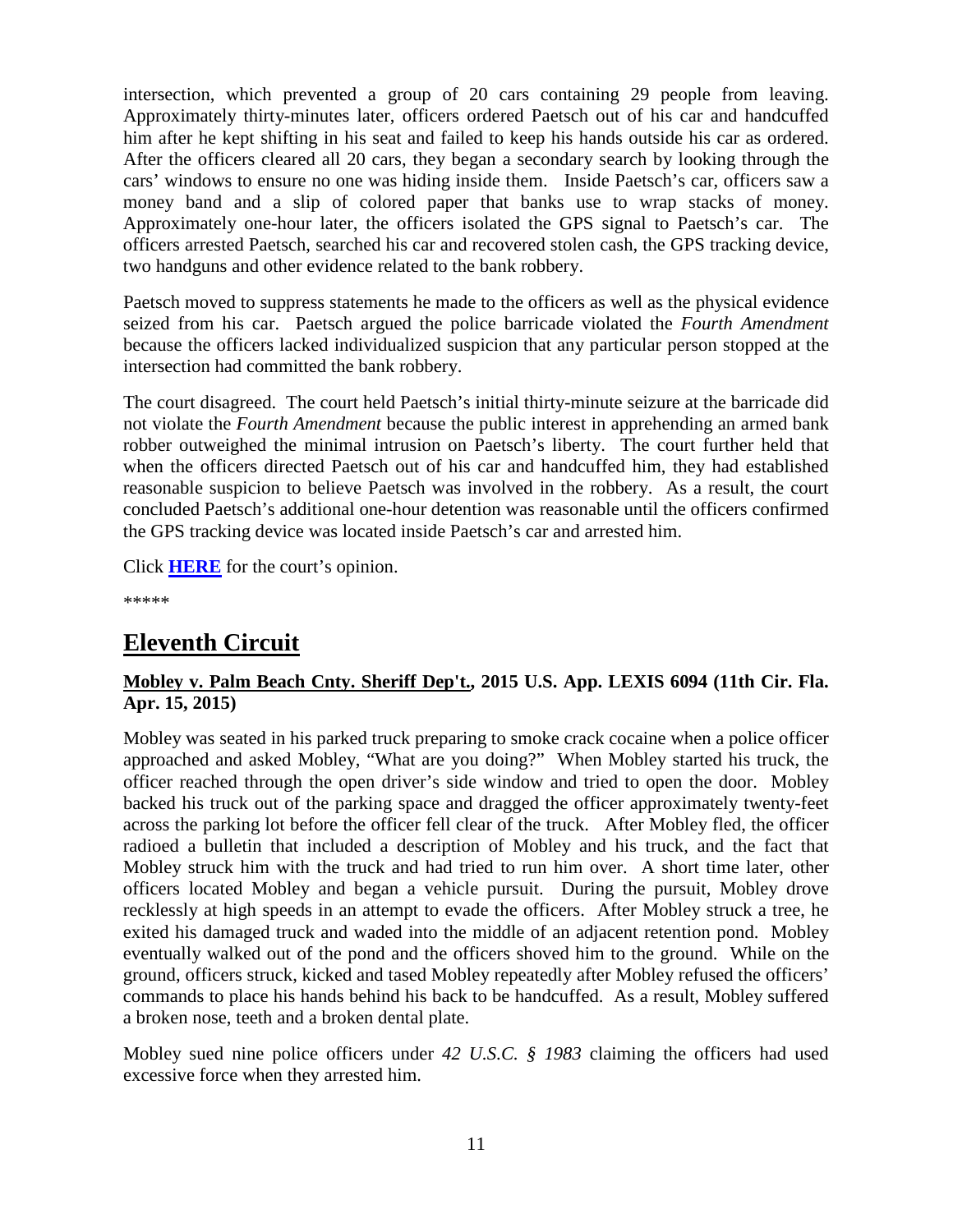intersection, which prevented a group of 20 cars containing 29 people from leaving. Approximately thirty-minutes later, officers ordered Paetsch out of his car and handcuffed him after he kept shifting in his seat and failed to keep his hands outside his car as ordered. After the officers cleared all 20 cars, they began a secondary search by looking through the cars' windows to ensure no one was hiding inside them. Inside Paetsch's car, officers saw a money band and a slip of colored paper that banks use to wrap stacks of money. Approximately one-hour later, the officers isolated the GPS signal to Paetsch's car. The officers arrested Paetsch, searched his car and recovered stolen cash, the GPS tracking device, two handguns and other evidence related to the bank robbery.

Paetsch moved to suppress statements he made to the officers as well as the physical evidence seized from his car. Paetsch argued the police barricade violated the *Fourth Amendment* because the officers lacked individualized suspicion that any particular person stopped at the intersection had committed the bank robbery.

The court disagreed. The court held Paetsch's initial thirty-minute seizure at the barricade did not violate the *Fourth Amendment* because the public interest in apprehending an armed bank robber outweighed the minimal intrusion on Paetsch's liberty. The court further held that when the officers directed Paetsch out of his car and handcuffed him, they had established reasonable suspicion to believe Paetsch was involved in the robbery. As a result, the court concluded Paetsch's additional one-hour detention was reasonable until the officers confirmed the GPS tracking device was located inside Paetsch's car and arrested him.

Click **HERE** for the court's opinion.

\*\*\*\*\*

# Eleventh Circuit

**Mobley v. Palm Beach Cnty. Sheriff Dep't., 2015 U.S. App. LEXIS 6094 (11th Cir. Fla. Apr. 15, 2015)**

Mobley was seated in his parked truck preparing to smoke crack cocaine when a police officer approached and asked Mobley, "What are you doing?" When Mobley started his truck, the officer reached through the open driver's side window and tried to open the door. Mobley backed his truck out of the parking space and dragged the officer approximately twenty-feet across the parking lot before the officer fell clear of the truck. After Mobley fled, the officer radioed a bulletin that included a description of Mobley and his truck, and the fact that Mobley struck him with the truck and had tried to run him over. A short time later, other officers located Mobley and began a vehicle pursuit. During the pursuit, Mobley drove recklessly at high speeds in an attempt to evade the officers. After Mobley struck a tree, he exited his damaged truck and waded into the middle of an adjacent retention pond. Mobley eventually walked out of the pond and the officers shoved him to the ground. While on the ground, officers struck, kicked and tased Mobley repeatedly after Mobley refused the officers' commands to place his hands behind his back to be handcuffed. As a result, Mobley suffered a broken nose, teeth and a broken dental plate.

Mobley sued nine police officers under *42 U.S.C. § 1983* claiming the officers had used excessive force when they arrested him.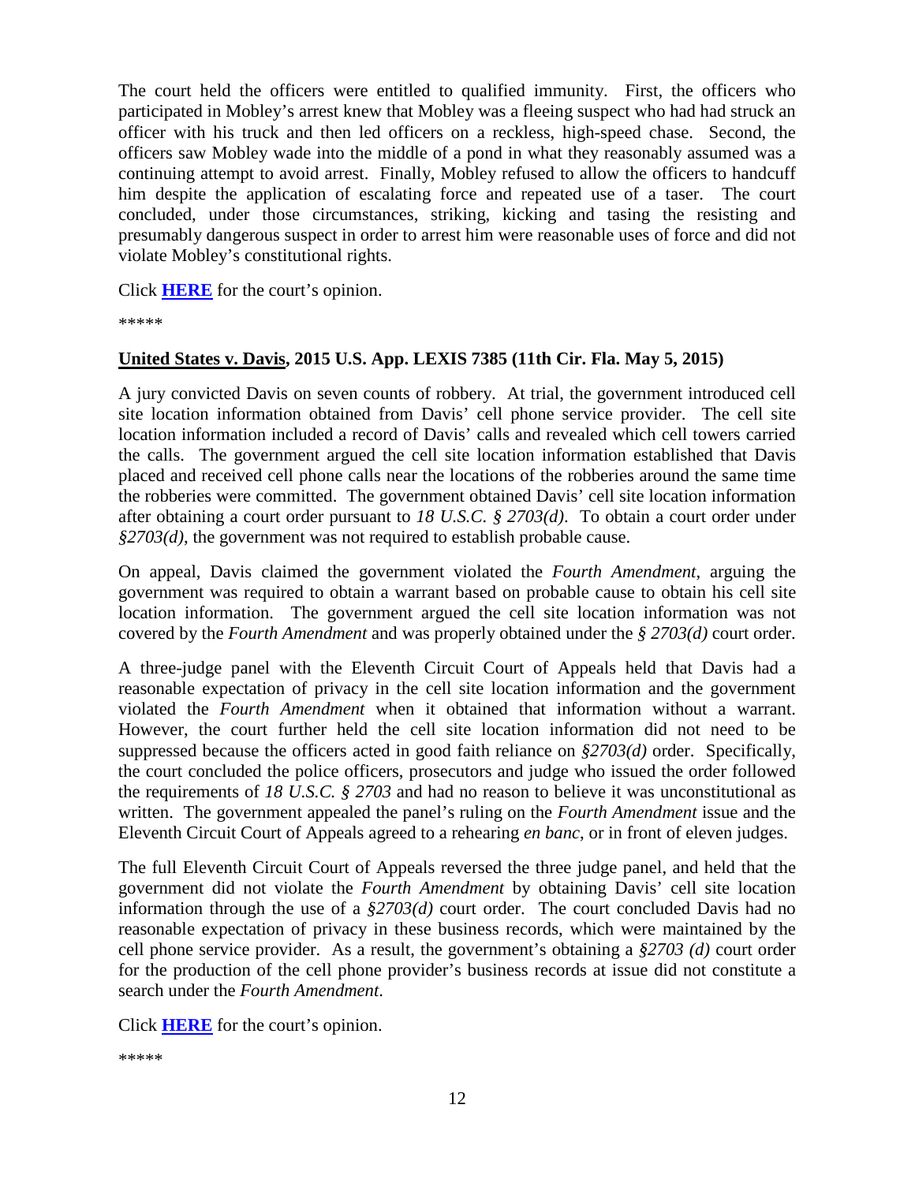The court held the officers were entitled to qualified immunity. First, the officers who participated in Mobley's arrest knew that Mobley was a fleeing suspect who had had struck an officer with his truck and then led officers on a reckless, high-speed chase. Second, the officers saw Mobley wade into the middle of a pond in what they reasonably assumed was a continuing attempt to avoid arrest. Finally, Mobley refused to allow the officers to handcuff him despite the application of escalating force and repeated use of a taser. The court concluded, under those circumstances, striking, kicking and tasing the resisting and presumably dangerous suspect in order to arrest him were reasonable uses of force and did not violate Mobley's constitutional rights.

Click **HERE** for the court's opinion.

*****

**United States v. Davis, 2015 U.S. App. LEXIS 7385 (11th Cir. Fla. May 5, 2015)**

A jury convicted Davis on seven counts of robbery. At trial, the government introduced cell site location information obtained from Davis' cell phone service provider. The cell site location information included a record of Davis' calls and revealed which cell towers carried the calls. The government argued the cell site location information established that Davis placed and received cell phone calls near the locations of the robberies around the same time the robberies were committed. The government obtained Davis' cell site location information after obtaining a court order pursuant to *18 U.S.C. § 2703(d)*. To obtain a court order under *§2703(d)*, the government was not required to establish probable cause.

On appeal, Davis claimed the government violated the *Fourth Amendment*, arguing the government was required to obtain a warrant based on probable cause to obtain his cell site location information. The government argued the cell site location information was not covered by the *Fourth Amendment* and was properly obtained under the *§ 2703(d)* court order.

A three-judge panel with the Eleventh Circuit Court of Appeals held that Davis had a reasonable expectation of privacy in the cell site location information and the government violated the *Fourth Amendment* when it obtained that information without a warrant. However, the court further held the cell site location information did not need to be suppressed because the officers acted in good faith reliance on *§2703(d)* order. Specifically, the court concluded the police officers, prosecutors and judge who issued the order followed the requirements of *18 U.S.C. § 2703* and had no reason to believe it was unconstitutional as written. The government appealed the panel's ruling on the *Fourth Amendment* issue and the Eleventh Circuit Court of Appeals agreed to a rehearing *en banc*, or in front of eleven judges.

The full Eleventh Circuit Court of Appeals reversed the three judge panel, and held that the government did not violate the *Fourth Amendment* by obtaining Davis' cell site location information through the use of a *§2703(d)* court order. The court concluded Davis had no reasonable expectation of privacy in these business records, which were maintained by the cell phone service provider. As a result, the government's obtaining a *§2703 (d)* court order for the production of the cell phone provider's business records at issue did not constitute a search under the *Fourth Amendment*.

Click **HERE** for the court's opinion.

*****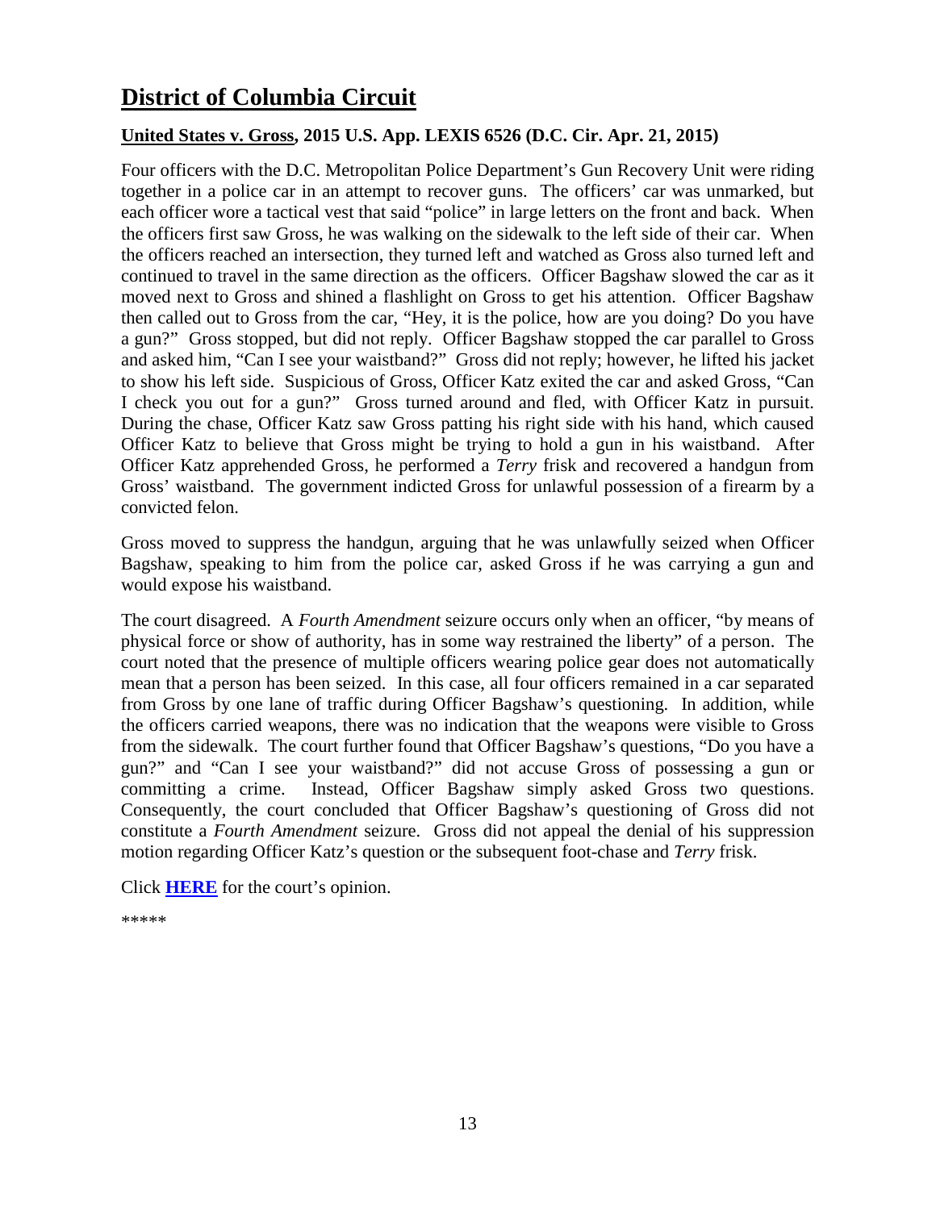# District of Columbia Circuit

**United States v. Gross, 2015 U.S. App. LEXIS 6526 (D.C. Cir. Apr. 21, 2015)**

Four officers with the D.C. Metropolitan Police Department's Gun Recovery Unit were riding together in a police car in an attempt to recover guns. The officers' car was unmarked, but each officer wore a tactical vest that said "police" in large letters on the front and back. When the officers first saw Gross, he was walking on the sidewalk to the left side of their car. When the officers reached an intersection, they turned left and watched as Gross also turned left and continued to travel in the same direction as the officers. Officer Bagshaw slowed the car as it moved next to Gross and shined a flashlight on Gross to get his attention. Officer Bagshaw then called out to Gross from the car, "Hey, it is the police, how are you doing? Do you have a gun?" Gross stopped, but did not reply. Officer Bagshaw stopped the car parallel to Gross and asked him, "Can I see your waistband?" Gross did not reply; however, he lifted his jacket to show his left side. Suspicious of Gross, Officer Katz exited the car and asked Gross, "Can I check you out for a gun?" Gross turned around and fled, with Officer Katz in pursuit. During the chase, Officer Katz saw Gross patting his right side with his hand, which caused Officer Katz to believe that Gross might be trying to hold a gun in his waistband. After Officer Katz apprehended Gross, he performed a *Terry* frisk and recovered a handgun from Gross' waistband. The government indicted Gross for unlawful possession of a firearm by a convicted felon.

Gross moved to suppress the handgun, arguing that he was unlawfully seized when Officer Bagshaw, speaking to him from the police car, asked Gross if he was carrying a gun and would expose his waistband.

The court disagreed. A *Fourth Amendment* seizure occurs only when an officer, "by means of physical force or show of authority, has in some way restrained the liberty" of a person. The court noted that the presence of multiple officers wearing police gear does not automatically mean that a person has been seized. In this case, all four officers remained in a car separated from Gross by one lane of traffic during Officer Bagshaw's questioning. In addition, while the officers carried weapons, there was no indication that the weapons were visible to Gross from the sidewalk. The court further found that Officer Bagshaw's questions, "Do you have a gun?" and "Can I see your waistband?" did not accuse Gross of possessing a gun or committing a crime. Instead, Officer Bagshaw simply asked Gross two questions. Consequently, the court concluded that Officer Bagshaw's questioning of Gross did not constitute a *Fourth Amendment* seizure. Gross did not appeal the denial of his suppression motion regarding Officer Katz's question or the subsequent foot-chase and *Terry* frisk.

Click **HERE** for the court's opinion.

*****